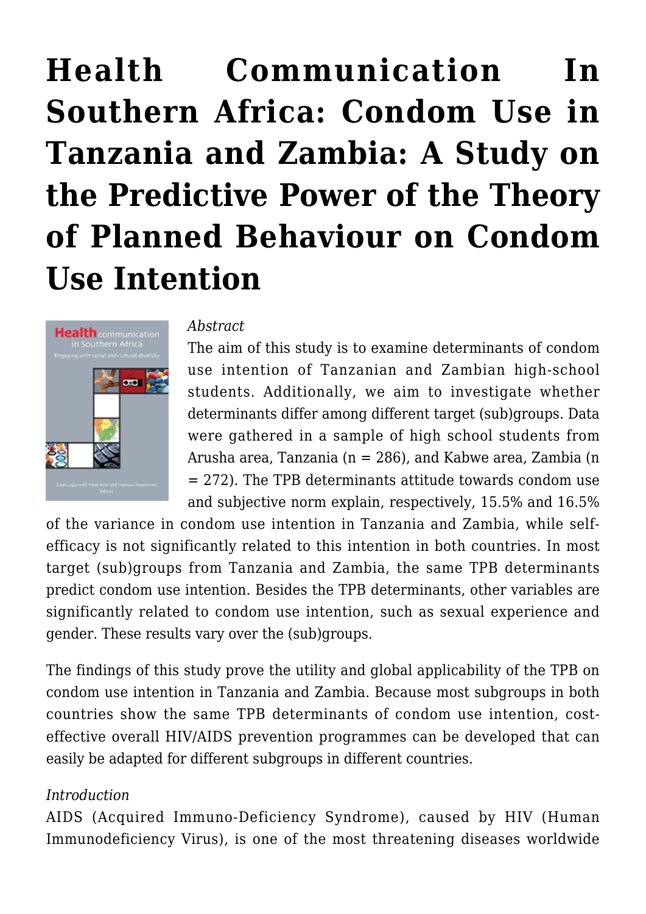# Health Communication In Southern Africa: Condom Use in Tanzania and Zambia: A Study on the Predictive Power of the Theory of Planned Behaviour on Condom Use Intention

*Abstract*

The aim of this study is to examine determinants of condom use intention of Tanzanian and Zambian high-school students. Additionally, we aim to investigate whether determinants differ among different target (sub)groups. Data were gathered in a sample of high school students from Arusha area, Tanzania (n = 286), and Kabwe area, Zambia (n = 272). The TPB determinants attitude towards condom use and subjective norm explain, respectively, 15.5% and 16.5% of the variance in condom use intention in Tanzania and Zambia, while self-efficacy is not significantly related to this intention in both countries. In most target (sub)groups from Tanzania and Zambia, the same TPB determinants predict condom use intention. Besides the TPB determinants, other variables are significantly related to condom use intention, such as sexual experience and gender. These results vary over the (sub)groups.

The findings of this study prove the utility and global applicability of the TPB on condom use intention in Tanzania and Zambia. Because most subgroups in both countries show the same TPB determinants of condom use intention, cost-effective overall HIV/AIDS prevention programmes can be developed that can easily be adapted for different subgroups in different countries.

*Introduction*

AIDS (Acquired Immuno-Deficiency Syndrome), caused by HIV (Human Immunodeficiency Virus), is one of the most threatening diseases worldwide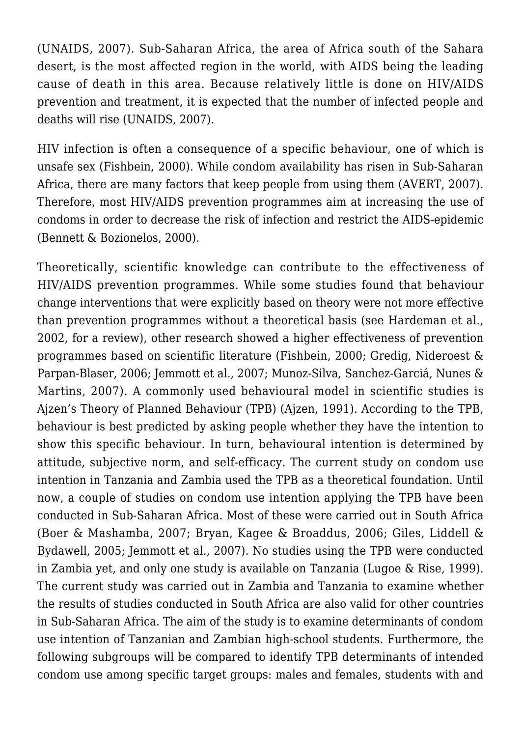(UNAIDS, 2007). Sub-Saharan Africa, the area of Africa south of the Sahara desert, is the most affected region in the world, with AIDS being the leading cause of death in this area. Because relatively little is done on HIV/AIDS prevention and treatment, it is expected that the number of infected people and deaths will rise (UNAIDS, 2007).

HIV infection is often a consequence of a specific behaviour, one of which is unsafe sex (Fishbein, 2000). While condom availability has risen in Sub-Saharan Africa, there are many factors that keep people from using them (AVERT, 2007). Therefore, most HIV/AIDS prevention programmes aim at increasing the use of condoms in order to decrease the risk of infection and restrict the AIDS-epidemic (Bennett & Bozionelos, 2000).

Theoretically, scientific knowledge can contribute to the effectiveness of HIV/AIDS prevention programmes. While some studies found that behaviour change interventions that were explicitly based on theory were not more effective than prevention programmes without a theoretical basis (see Hardeman et al., 2002, for a review), other research showed a higher effectiveness of prevention programmes based on scientific literature (Fishbein, 2000; Gredig, Nideroest & Parpan-Blaser, 2006; Jemmott et al., 2007; Munoz-Silva, Sanchez-Garciá, Nunes & Martins, 2007). A commonly used behavioural model in scientific studies is Ajzen's Theory of Planned Behaviour (TPB) (Ajzen, 1991). According to the TPB, behaviour is best predicted by asking people whether they have the intention to show this specific behaviour. In turn, behavioural intention is determined by attitude, subjective norm, and self-efficacy. The current study on condom use intention in Tanzania and Zambia used the TPB as a theoretical foundation. Until now, a couple of studies on condom use intention applying the TPB have been conducted in Sub-Saharan Africa. Most of these were carried out in South Africa (Boer & Mashamba, 2007; Bryan, Kagee & Broaddus, 2006; Giles, Liddell & Bydawell, 2005; Jemmott et al., 2007). No studies using the TPB were conducted in Zambia yet, and only one study is available on Tanzania (Lugoe & Rise, 1999). The current study was carried out in Zambia and Tanzania to examine whether the results of studies conducted in South Africa are also valid for other countries in Sub-Saharan Africa. The aim of the study is to examine determinants of condom use intention of Tanzanian and Zambian high-school students. Furthermore, the following subgroups will be compared to identify TPB determinants of intended condom use among specific target groups: males and females, students with and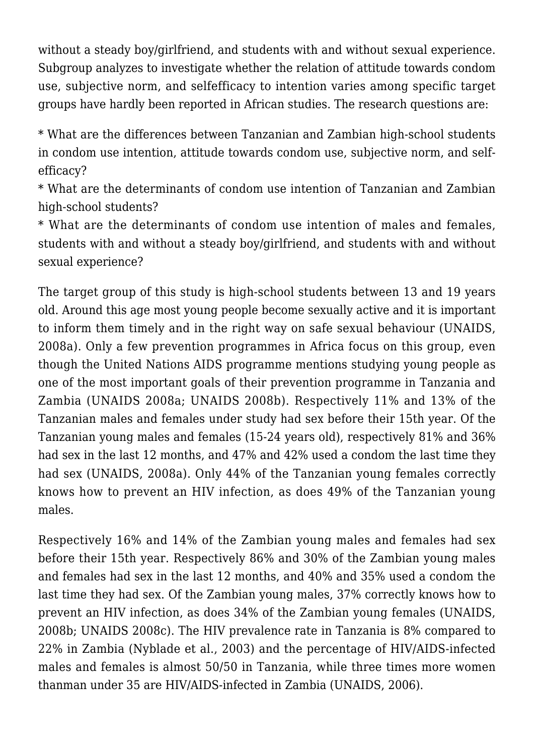without a steady boy/girlfriend, and students with and without sexual experience. Subgroup analyzes to investigate whether the relation of attitude towards condom use, subjective norm, and selfefficacy to intention varies among specific target groups have hardly been reported in African studies. The research questions are:

* What are the differences between Tanzanian and Zambian high-school students in condom use intention, attitude towards condom use, subjective norm, and self-efficacy?
* What are the determinants of condom use intention of Tanzanian and Zambian high-school students?
* What are the determinants of condom use intention of males and females, students with and without a steady boy/girlfriend, and students with and without sexual experience?

The target group of this study is high-school students between 13 and 19 years old. Around this age most young people become sexually active and it is important to inform them timely and in the right way on safe sexual behaviour (UNAIDS, 2008a). Only a few prevention programmes in Africa focus on this group, even though the United Nations AIDS programme mentions studying young people as one of the most important goals of their prevention programme in Tanzania and Zambia (UNAIDS 2008a; UNAIDS 2008b). Respectively 11% and 13% of the Tanzanian males and females under study had sex before their 15th year. Of the Tanzanian young males and females (15-24 years old), respectively 81% and 36% had sex in the last 12 months, and 47% and 42% used a condom the last time they had sex (UNAIDS, 2008a). Only 44% of the Tanzanian young females correctly knows how to prevent an HIV infection, as does 49% of the Tanzanian young males.

Respectively 16% and 14% of the Zambian young males and females had sex before their 15th year. Respectively 86% and 30% of the Zambian young males and females had sex in the last 12 months, and 40% and 35% used a condom the last time they had sex. Of the Zambian young males, 37% correctly knows how to prevent an HIV infection, as does 34% of the Zambian young females (UNAIDS, 2008b; UNAIDS 2008c). The HIV prevalence rate in Tanzania is 8% compared to 22% in Zambia (Nyblade et al., 2003) and the percentage of HIV/AIDS-infected males and females is almost 50/50 in Tanzania, while three times more women thanman under 35 are HIV/AIDS-infected in Zambia (UNAIDS, 2006).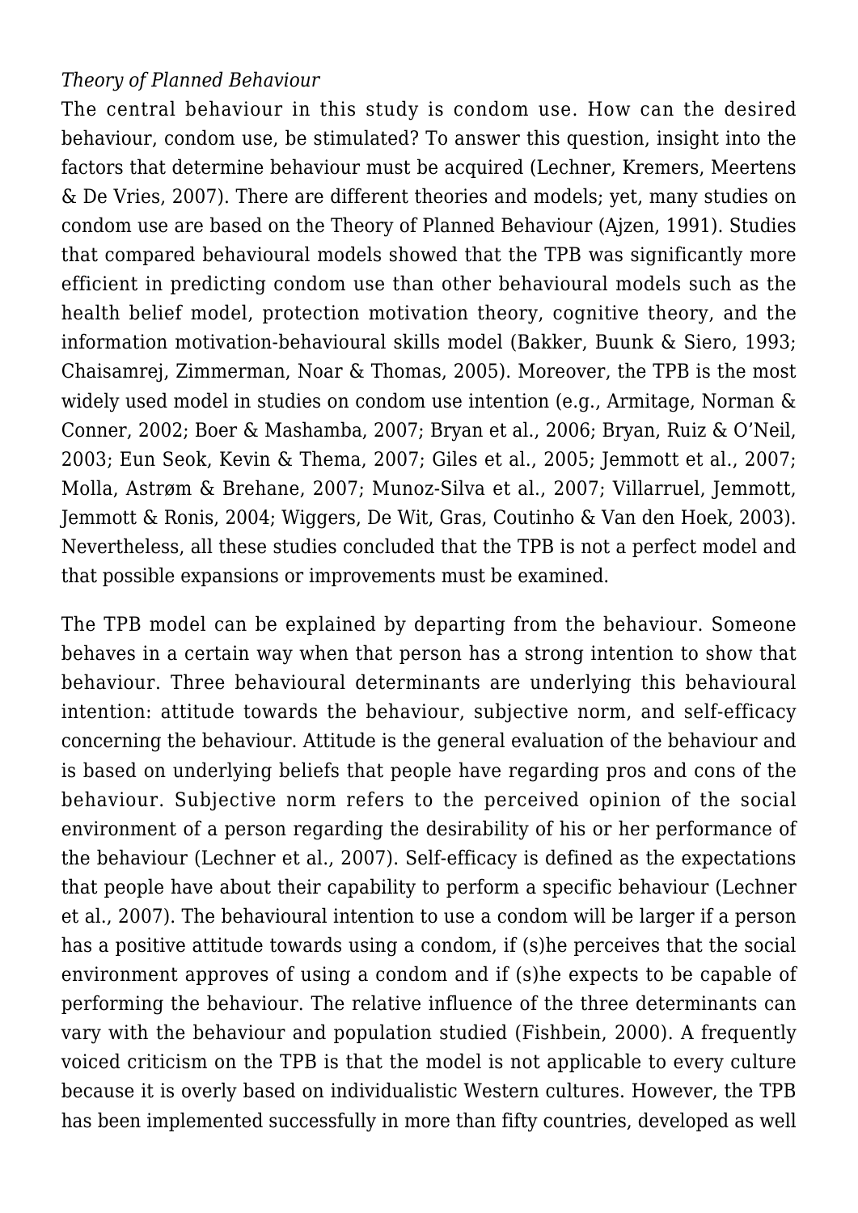*Theory of Planned Behaviour*

The central behaviour in this study is condom use. How can the desired behaviour, condom use, be stimulated? To answer this question, insight into the factors that determine behaviour must be acquired (Lechner, Kremers, Meertens & De Vries, 2007). There are different theories and models; yet, many studies on condom use are based on the Theory of Planned Behaviour (Ajzen, 1991). Studies that compared behavioural models showed that the TPB was significantly more efficient in predicting condom use than other behavioural models such as the health belief model, protection motivation theory, cognitive theory, and the information motivation-behavioural skills model (Bakker, Buunk & Siero, 1993; Chaisamrej, Zimmerman, Noar & Thomas, 2005). Moreover, the TPB is the most widely used model in studies on condom use intention (e.g., Armitage, Norman & Conner, 2002; Boer & Mashamba, 2007; Bryan et al., 2006; Bryan, Ruiz & O'Neil, 2003; Eun Seok, Kevin & Thema, 2007; Giles et al., 2005; Jemmott et al., 2007; Molla, Astrøm & Brehane, 2007; Munoz-Silva et al., 2007; Villarruel, Jemmott, Jemmott & Ronis, 2004; Wiggers, De Wit, Gras, Coutinho & Van den Hoek, 2003). Nevertheless, all these studies concluded that the TPB is not a perfect model and that possible expansions or improvements must be examined.

The TPB model can be explained by departing from the behaviour. Someone behaves in a certain way when that person has a strong intention to show that behaviour. Three behavioural determinants are underlying this behavioural intention: attitude towards the behaviour, subjective norm, and self-efficacy concerning the behaviour. Attitude is the general evaluation of the behaviour and is based on underlying beliefs that people have regarding pros and cons of the behaviour. Subjective norm refers to the perceived opinion of the social environment of a person regarding the desirability of his or her performance of the behaviour (Lechner et al., 2007). Self-efficacy is defined as the expectations that people have about their capability to perform a specific behaviour (Lechner et al., 2007). The behavioural intention to use a condom will be larger if a person has a positive attitude towards using a condom, if (s)he perceives that the social environment approves of using a condom and if (s)he expects to be capable of performing the behaviour. The relative influence of the three determinants can vary with the behaviour and population studied (Fishbein, 2000). A frequently voiced criticism on the TPB is that the model is not applicable to every culture because it is overly based on individualistic Western cultures. However, the TPB has been implemented successfully in more than fifty countries, developed as well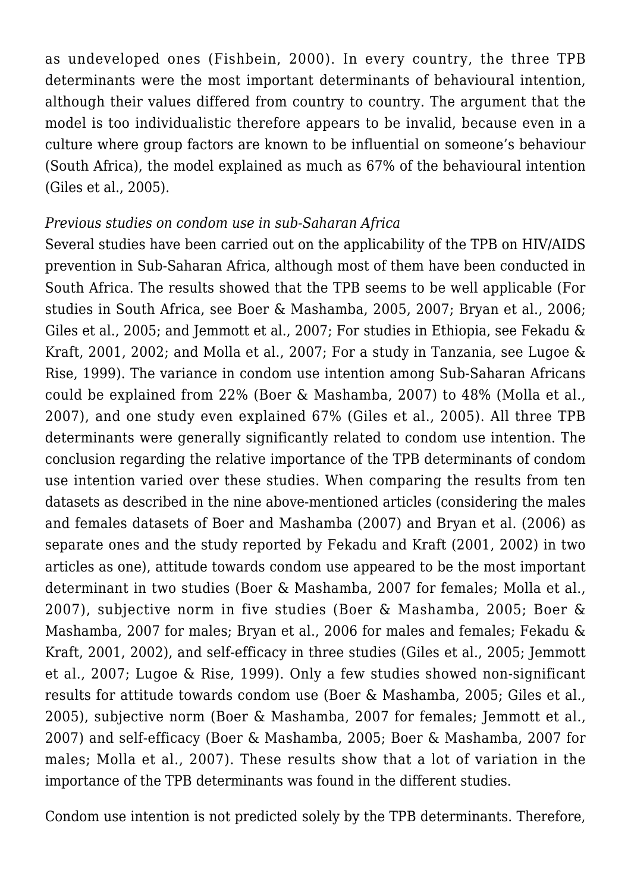as undeveloped ones (Fishbein, 2000). In every country, the three TPB determinants were the most important determinants of behavioural intention, although their values differed from country to country. The argument that the model is too individualistic therefore appears to be invalid, because even in a culture where group factors are known to be influential on someone's behaviour (South Africa), the model explained as much as 67% of the behavioural intention (Giles et al., 2005).

*Previous studies on condom use in sub-Saharan Africa*

Several studies have been carried out on the applicability of the TPB on HIV/AIDS prevention in Sub-Saharan Africa, although most of them have been conducted in South Africa. The results showed that the TPB seems to be well applicable (For studies in South Africa, see Boer & Mashamba, 2005, 2007; Bryan et al., 2006; Giles et al., 2005; and Jemmott et al., 2007; For studies in Ethiopia, see Fekadu & Kraft, 2001, 2002; and Molla et al., 2007; For a study in Tanzania, see Lugoe & Rise, 1999). The variance in condom use intention among Sub-Saharan Africans could be explained from 22% (Boer & Mashamba, 2007) to 48% (Molla et al., 2007), and one study even explained 67% (Giles et al., 2005). All three TPB determinants were generally significantly related to condom use intention. The conclusion regarding the relative importance of the TPB determinants of condom use intention varied over these studies. When comparing the results from ten datasets as described in the nine above-mentioned articles (considering the males and females datasets of Boer and Mashamba (2007) and Bryan et al. (2006) as separate ones and the study reported by Fekadu and Kraft (2001, 2002) in two articles as one), attitude towards condom use appeared to be the most important determinant in two studies (Boer & Mashamba, 2007 for females; Molla et al., 2007), subjective norm in five studies (Boer & Mashamba, 2005; Boer & Mashamba, 2007 for males; Bryan et al., 2006 for males and females; Fekadu & Kraft, 2001, 2002), and self-efficacy in three studies (Giles et al., 2005; Jemmott et al., 2007; Lugoe & Rise, 1999). Only a few studies showed non-significant results for attitude towards condom use (Boer & Mashamba, 2005; Giles et al., 2005), subjective norm (Boer & Mashamba, 2007 for females; Jemmott et al., 2007) and self-efficacy (Boer & Mashamba, 2005; Boer & Mashamba, 2007 for males; Molla et al., 2007). These results show that a lot of variation in the importance of the TPB determinants was found in the different studies.

Condom use intention is not predicted solely by the TPB determinants. Therefore,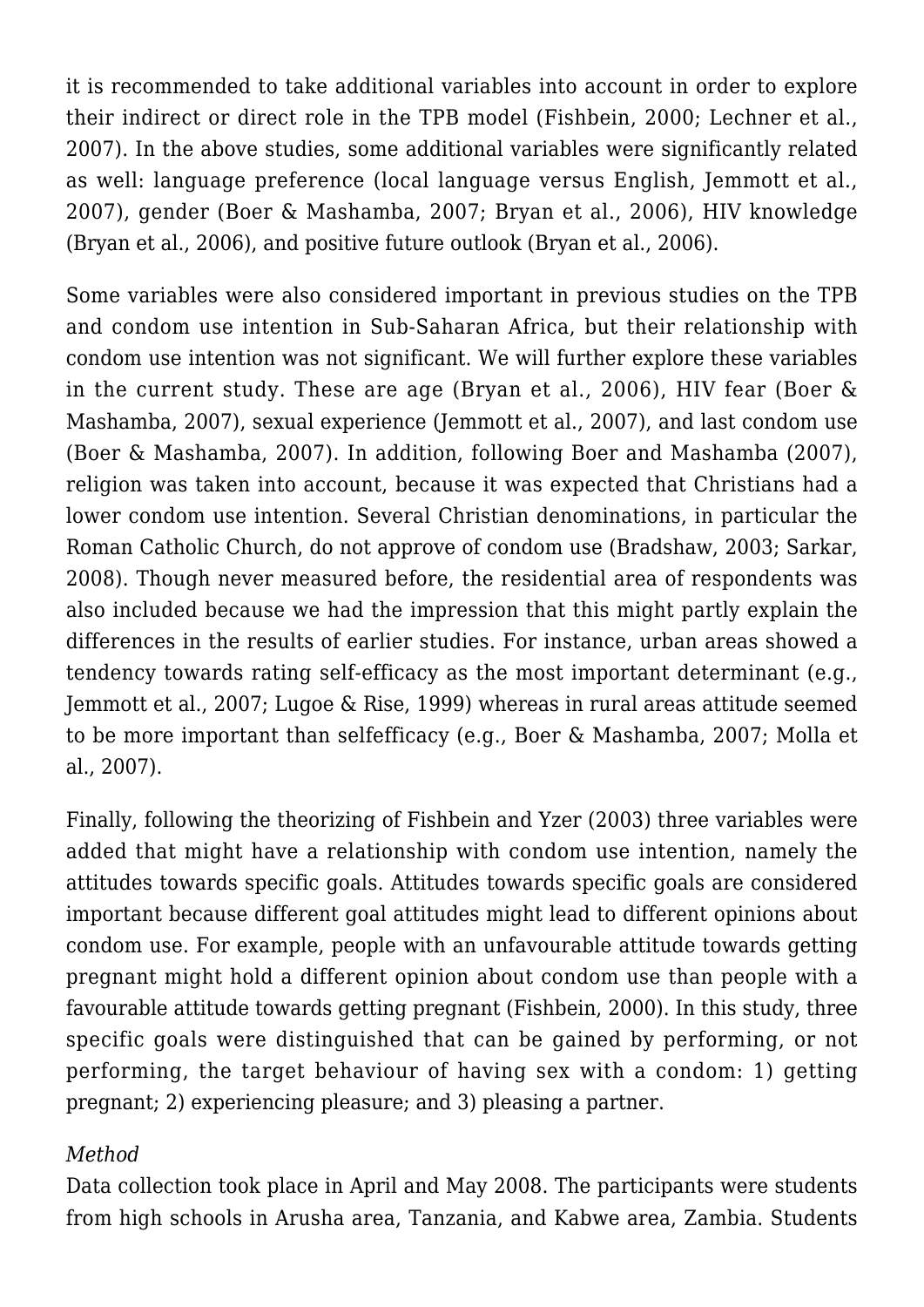it is recommended to take additional variables into account in order to explore their indirect or direct role in the TPB model (Fishbein, 2000; Lechner et al., 2007). In the above studies, some additional variables were significantly related as well: language preference (local language versus English, Jemmott et al., 2007), gender (Boer & Mashamba, 2007; Bryan et al., 2006), HIV knowledge (Bryan et al., 2006), and positive future outlook (Bryan et al., 2006).

Some variables were also considered important in previous studies on the TPB and condom use intention in Sub-Saharan Africa, but their relationship with condom use intention was not significant. We will further explore these variables in the current study. These are age (Bryan et al., 2006), HIV fear (Boer & Mashamba, 2007), sexual experience (Jemmott et al., 2007), and last condom use (Boer & Mashamba, 2007). In addition, following Boer and Mashamba (2007), religion was taken into account, because it was expected that Christians had a lower condom use intention. Several Christian denominations, in particular the Roman Catholic Church, do not approve of condom use (Bradshaw, 2003; Sarkar, 2008). Though never measured before, the residential area of respondents was also included because we had the impression that this might partly explain the differences in the results of earlier studies. For instance, urban areas showed a tendency towards rating self-efficacy as the most important determinant (e.g., Jemmott et al., 2007; Lugoe & Rise, 1999) whereas in rural areas attitude seemed to be more important than selfefficacy (e.g., Boer & Mashamba, 2007; Molla et al., 2007).

Finally, following the theorizing of Fishbein and Yzer (2003) three variables were added that might have a relationship with condom use intention, namely the attitudes towards specific goals. Attitudes towards specific goals are considered important because different goal attitudes might lead to different opinions about condom use. For example, people with an unfavourable attitude towards getting pregnant might hold a different opinion about condom use than people with a favourable attitude towards getting pregnant (Fishbein, 2000). In this study, three specific goals were distinguished that can be gained by performing, or not performing, the target behaviour of having sex with a condom: 1) getting pregnant; 2) experiencing pleasure; and 3) pleasing a partner.

*Method*

Data collection took place in April and May 2008. The participants were students from high schools in Arusha area, Tanzania, and Kabwe area, Zambia. Students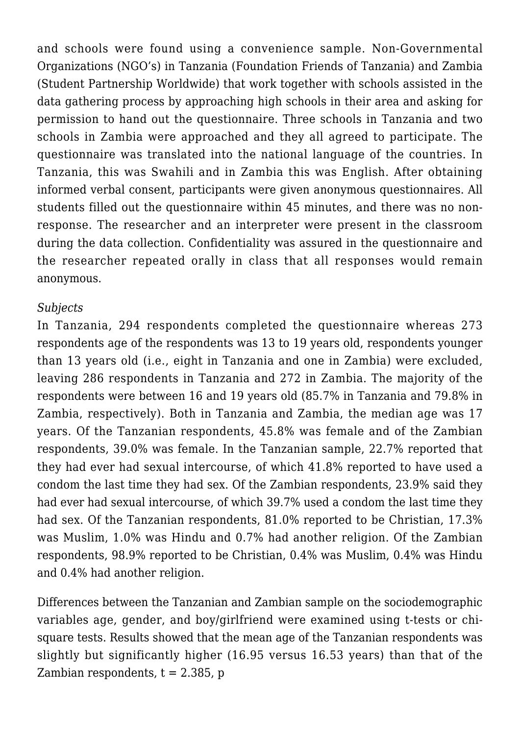and schools were found using a convenience sample. Non-Governmental Organizations (NGO's) in Tanzania (Foundation Friends of Tanzania) and Zambia (Student Partnership Worldwide) that work together with schools assisted in the data gathering process by approaching high schools in their area and asking for permission to hand out the questionnaire. Three schools in Tanzania and two schools in Zambia were approached and they all agreed to participate. The questionnaire was translated into the national language of the countries. In Tanzania, this was Swahili and in Zambia this was English. After obtaining informed verbal consent, participants were given anonymous questionnaires. All students filled out the questionnaire within 45 minutes, and there was no non-response. The researcher and an interpreter were present in the classroom during the data collection. Confidentiality was assured in the questionnaire and the researcher repeated orally in class that all responses would remain anonymous.

*Subjects*

In Tanzania, 294 respondents completed the questionnaire whereas 273 respondents age of the respondents was 13 to 19 years old, respondents younger than 13 years old (i.e., eight in Tanzania and one in Zambia) were excluded, leaving 286 respondents in Tanzania and 272 in Zambia. The majority of the respondents were between 16 and 19 years old (85.7% in Tanzania and 79.8% in Zambia, respectively). Both in Tanzania and Zambia, the median age was 17 years. Of the Tanzanian respondents, 45.8% was female and of the Zambian respondents, 39.0% was female. In the Tanzanian sample, 22.7% reported that they had ever had sexual intercourse, of which 41.8% reported to have used a condom the last time they had sex. Of the Zambian respondents, 23.9% said they had ever had sexual intercourse, of which 39.7% used a condom the last time they had sex. Of the Tanzanian respondents, 81.0% reported to be Christian, 17.3% was Muslim, 1.0% was Hindu and 0.7% had another religion. Of the Zambian respondents, 98.9% reported to be Christian, 0.4% was Muslim, 0.4% was Hindu and 0.4% had another religion.

Differences between the Tanzanian and Zambian sample on the sociodemographic variables age, gender, and boy/girlfriend were examined using t-tests or chi-square tests. Results showed that the mean age of the Tanzanian respondents was slightly but significantly higher (16.95 versus 16.53 years) than that of the Zambian respondents, $t = 2.385$, p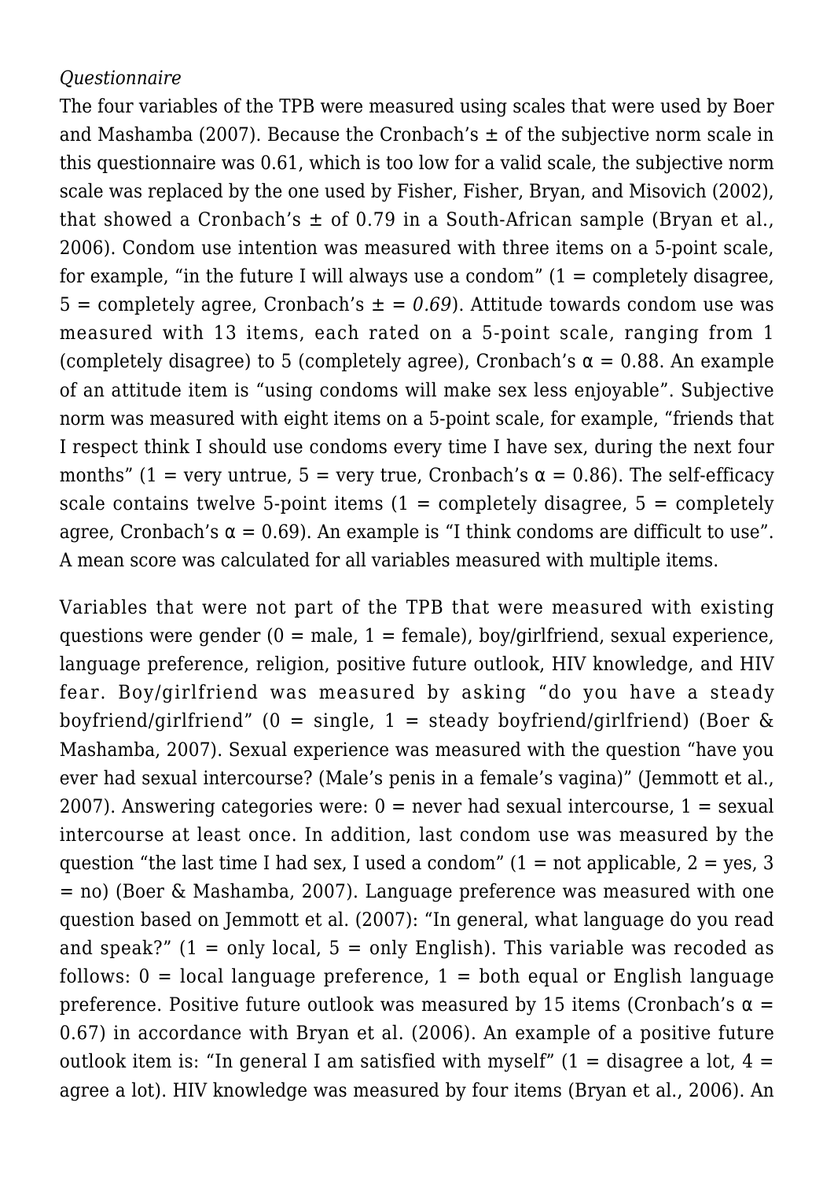*Questionnaire*

The four variables of the TPB were measured using scales that were used by Boer and Mashamba (2007). Because the Cronbach's ± of the subjective norm scale in this questionnaire was 0.61, which is too low for a valid scale, the subjective norm scale was replaced by the one used by Fisher, Fisher, Bryan, and Misovich (2002), that showed a Cronbach's ± of 0.79 in a South-African sample (Bryan et al., 2006). Condom use intention was measured with three items on a 5-point scale, for example, "in the future I will always use a condom" (1 = completely disagree, 5 = completely agree, Cronbach's ± = *0.69*). Attitude towards condom use was measured with 13 items, each rated on a 5-point scale, ranging from 1 (completely disagree) to 5 (completely agree), Cronbach's α = 0.88. An example of an attitude item is "using condoms will make sex less enjoyable". Subjective norm was measured with eight items on a 5-point scale, for example, "friends that I respect think I should use condoms every time I have sex, during the next four months" (1 = very untrue, 5 = very true, Cronbach's α = 0.86). The self-efficacy scale contains twelve 5-point items (1 = completely disagree, 5 = completely agree, Cronbach's α = 0.69). An example is "I think condoms are difficult to use". A mean score was calculated for all variables measured with multiple items.

Variables that were not part of the TPB that were measured with existing questions were gender (0 = male, 1 = female), boy/girlfriend, sexual experience, language preference, religion, positive future outlook, HIV knowledge, and HIV fear. Boy/girlfriend was measured by asking "do you have a steady boyfriend/girlfriend" (0 = single, 1 = steady boyfriend/girlfriend) (Boer & Mashamba, 2007). Sexual experience was measured with the question "have you ever had sexual intercourse? (Male's penis in a female's vagina)" (Jemmott et al., 2007). Answering categories were: 0 = never had sexual intercourse, 1 = sexual intercourse at least once. In addition, last condom use was measured by the question "the last time I had sex, I used a condom" (1 = not applicable, 2 = yes, 3 = no) (Boer & Mashamba, 2007). Language preference was measured with one question based on Jemmott et al. (2007): "In general, what language do you read and speak?" (1 = only local, 5 = only English). This variable was recoded as follows: 0 = local language preference, 1 = both equal or English language preference. Positive future outlook was measured by 15 items (Cronbach's α = 0.67) in accordance with Bryan et al. (2006). An example of a positive future outlook item is: "In general I am satisfied with myself" (1 = disagree a lot, 4 = agree a lot). HIV knowledge was measured by four items (Bryan et al., 2006). An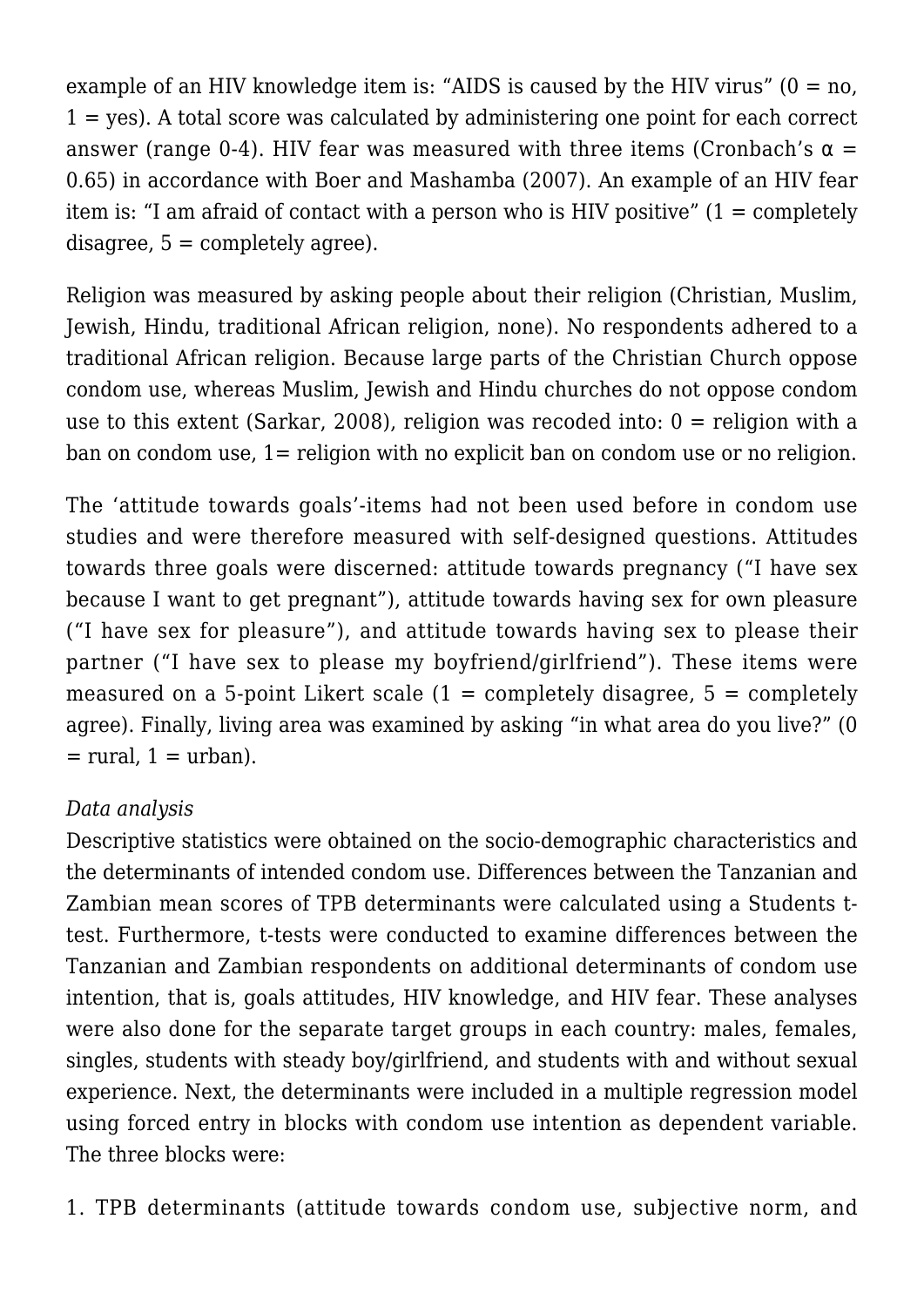example of an HIV knowledge item is: “AIDS is caused by the HIV virus” (0 = no, 1 = yes). A total score was calculated by administering one point for each correct answer (range 0-4). HIV fear was measured with three items (Cronbach’s $\alpha = 0.65$) in accordance with Boer and Mashamba (2007). An example of an HIV fear item is: “I am afraid of contact with a person who is HIV positive” (1 = completely disagree, 5 = completely agree).

Religion was measured by asking people about their religion (Christian, Muslim, Jewish, Hindu, traditional African religion, none). No respondents adhered to a traditional African religion. Because large parts of the Christian Church oppose condom use, whereas Muslim, Jewish and Hindu churches do not oppose condom use to this extent (Sarkar, 2008), religion was recoded into: 0 = religion with a ban on condom use, 1= religion with no explicit ban on condom use or no religion.

The ‘attitude towards goals’-items had not been used before in condom use studies and were therefore measured with self-designed questions. Attitudes towards three goals were discerned: attitude towards pregnancy (“I have sex because I want to get pregnant”), attitude towards having sex for own pleasure (“I have sex for pleasure”), and attitude towards having sex to please their partner (“I have sex to please my boyfriend/girlfriend”). These items were measured on a 5-point Likert scale (1 = completely disagree, 5 = completely agree). Finally, living area was examined by asking “in what area do you live?” (0 = rural, 1 = urban).

*Data analysis*

Descriptive statistics were obtained on the socio-demographic characteristics and the determinants of intended condom use. Differences between the Tanzanian and Zambian mean scores of TPB determinants were calculated using a Students t-test. Furthermore, t-tests were conducted to examine differences between the Tanzanian and Zambian respondents on additional determinants of condom use intention, that is, goals attitudes, HIV knowledge, and HIV fear. These analyses were also done for the separate target groups in each country: males, females, singles, students with steady boy/girlfriend, and students with and without sexual experience. Next, the determinants were included in a multiple regression model using forced entry in blocks with condom use intention as dependent variable. The three blocks were:

1. TPB determinants (attitude towards condom use, subjective norm, and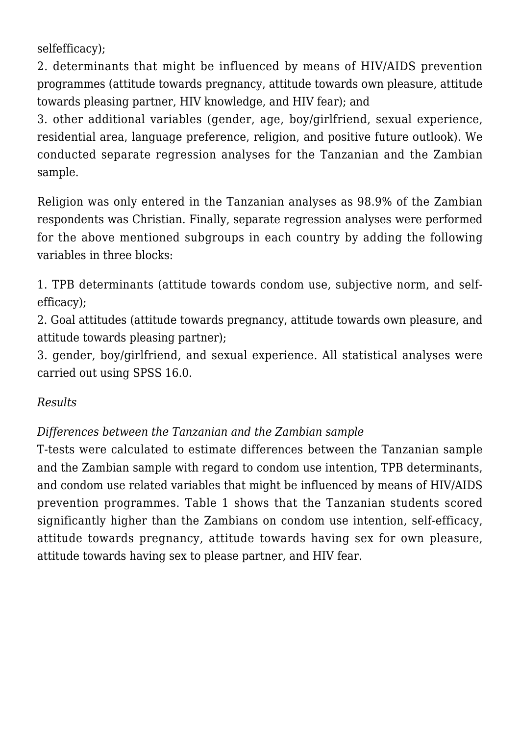selfefficacy);

2. determinants that might be influenced by means of HIV/AIDS prevention programmes (attitude towards pregnancy, attitude towards own pleasure, attitude towards pleasing partner, HIV knowledge, and HIV fear); and

3. other additional variables (gender, age, boy/girlfriend, sexual experience, residential area, language preference, religion, and positive future outlook). We conducted separate regression analyses for the Tanzanian and the Zambian sample.

Religion was only entered in the Tanzanian analyses as 98.9% of the Zambian respondents was Christian. Finally, separate regression analyses were performed for the above mentioned subgroups in each country by adding the following variables in three blocks:

1. TPB determinants (attitude towards condom use, subjective norm, and self-efficacy);

2. Goal attitudes (attitude towards pregnancy, attitude towards own pleasure, and attitude towards pleasing partner);

3. gender, boy/girlfriend, and sexual experience. All statistical analyses were carried out using SPSS 16.0.

*Results*

*Differences between the Tanzanian and the Zambian sample*

T-tests were calculated to estimate differences between the Tanzanian sample and the Zambian sample with regard to condom use intention, TPB determinants, and condom use related variables that might be influenced by means of HIV/AIDS prevention programmes. Table 1 shows that the Tanzanian students scored significantly higher than the Zambians on condom use intention, self-efficacy, attitude towards pregnancy, attitude towards having sex for own pleasure, attitude towards having sex to please partner, and HIV fear.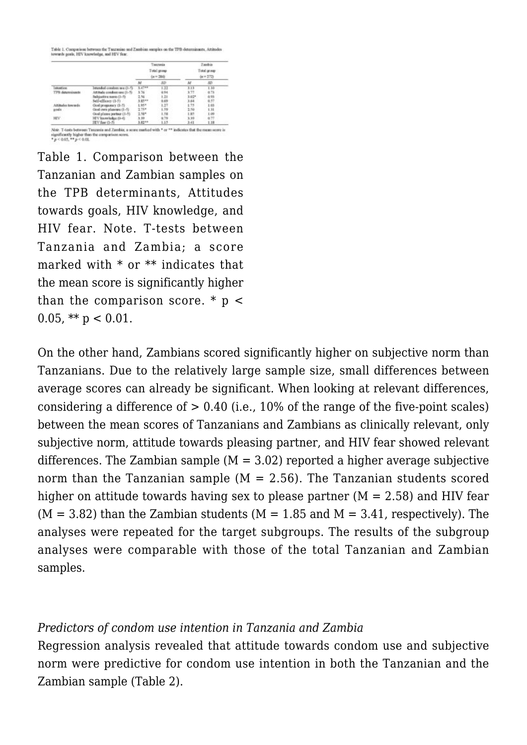| | | Tanzania Total group ($n = 286$) | | Zambia Total group ($n = 272$) | |
|---|---|---|---|---|---|
| | | $M$ | $SD$ | $M$ | $SD$ |
| Intention | Intended condom use (1-5) | 3.47** | 1.22 | 3.13 | 1.10 |
| TPB determinants | Attitude condom use (1-5) | 3.76 | 0.94 | 3.77 | 0.73 |
| | Subjective norm (1-5) | 2.56 | 1.21 | 3.02* | 0.93 |
| | Self-efficacy (1-5) | 3.85** | 0.69 | 3.64 | 0.57 |
| Attitudes towards goals | Goal pregnancy (1-5) | 1.95* | 1.27 | 1.75 | 1.03 |
| | Goal own pleasure (1-5) | 2.75* | 1.59 | 2.50 | 1.31 |
| | Goal please partner (1-5) | 2.58* | 1.58 | 1.85 | 1.09 |
| HIV | HIV knowledge (0-4) | 3.39 | 0.79 | 3.39 | 0.77 |
| | HIV fear (1-5) | 3.82** | 1.15 | 3.41 | 1.18 |

Table 1. Comparison between the Tanzanian and Zambian samples on the TPB determinants, Attitudes towards goals, HIV knowledge, and HIV fear. Note. T-tests between Tanzania and Zambia; a score marked with * or ** indicates that the mean score is significantly higher than the comparison score. * $p < 0.05$, ** $p < 0.01$.

On the other hand, Zambians scored significantly higher on subjective norm than Tanzanians. Due to the relatively large sample size, small differences between average scores can already be significant. When looking at relevant differences, considering a difference of > 0.40 (i.e., 10% of the range of the five-point scales) between the mean scores of Tanzanians and Zambians as clinically relevant, only subjective norm, attitude towards pleasing partner, and HIV fear showed relevant differences. The Zambian sample ($M = 3.02$) reported a higher average subjective norm than the Tanzanian sample ($M = 2.56$). The Tanzanian students scored higher on attitude towards having sex to please partner ($M = 2.58$) and HIV fear ($M = 3.82$) than the Zambian students ($M = 1.85$ and $M = 3.41$, respectively). The analyses were repeated for the target subgroups. The results of the subgroup analyses were comparable with those of the total Tanzanian and Zambian samples.

*Predictors of condom use intention in Tanzania and Zambia*

Regression analysis revealed that attitude towards condom use and subjective norm were predictive for condom use intention in both the Tanzanian and the Zambian sample (Table 2).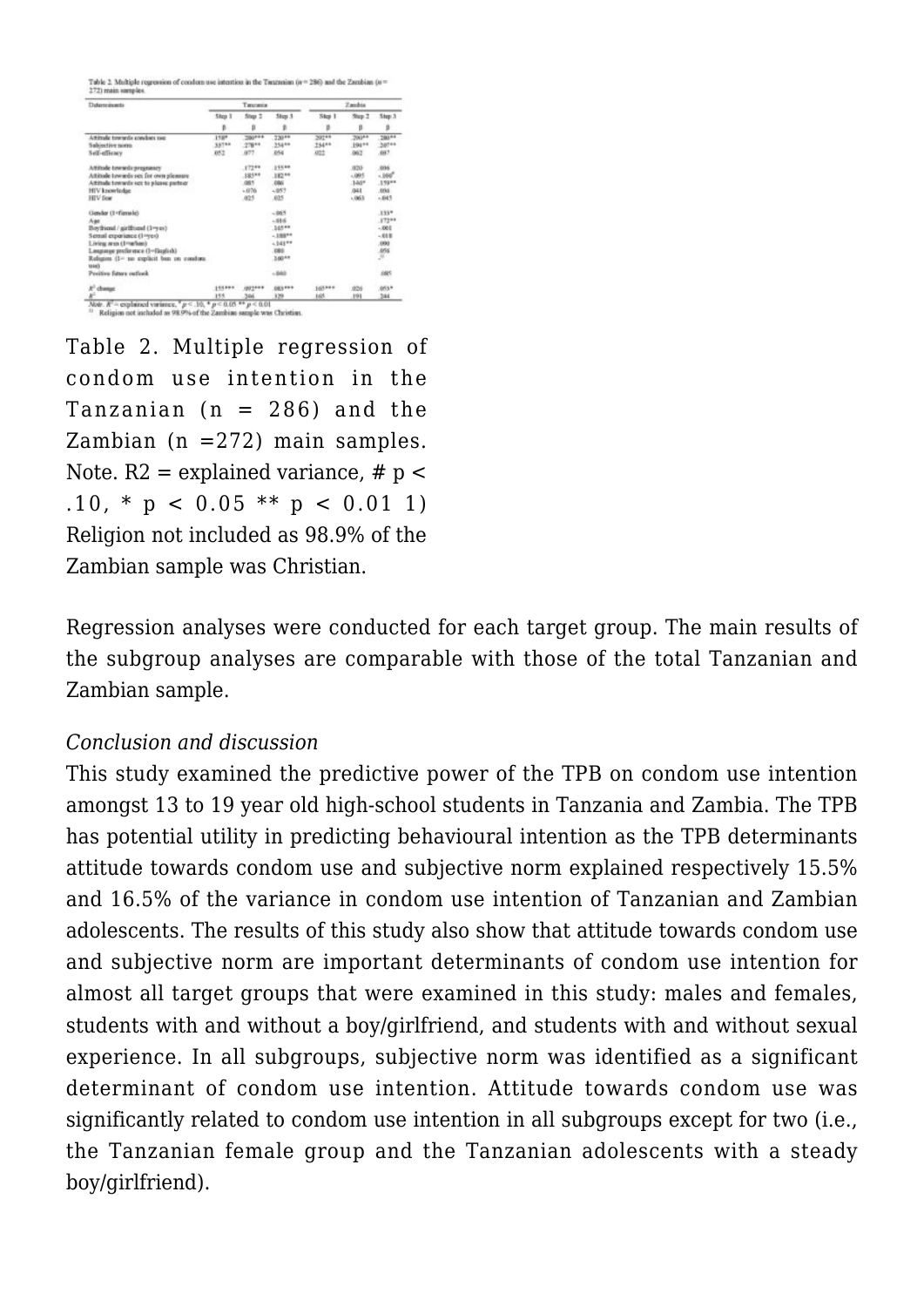| Determinants | Tanzania | | | Zambia | | |
|---|---|---|---|---|---|---|
| | Step 1 | Step 2 | Step 3 | Step 1 | Step 2 | Step 3 |
| | β | β | β | β | β | β |
| Attitude towards condom use | .158* | .280*** | .230** | .202** | .200** | .280** |
| Subjective norm | .337** | .278** | .254** | .234** | .194** | .207** |
| Self-efficacy | .052 | .077 | .054 | .022 | .062 | .057 |
| Attitude towards pregnancy | | .172** | .155** | | .020 | .036 |
| Attitude towards sex for own pleasure | | .185** | .182** | | -.095 | -.100# |
| Attitude towards sex to please partner | | .085 | .086 | | .140* | .159** |
| HIV knowledge | | -.076 | -.057 | | .041 | .030 |
| HIV fear | | .025 | .025 | | -.063 | -.045 |
| Gender (1=female) | | | -.065 | | | .133* |
| Age | | | -.016 | | | .172** |
| Boyfriend / girlfriend (1=yes) | | | .105** | | | -.001 |
| Sexual experience (1=yes) | | | -.188** | | | -.018 |
| Living area (1=urban) | | | -.141** | | | .090 |
| Language preference (1=English) | | | .080 | | | .056 |
| Religion (1= no explicit ban on condom use) | | | .100** | | | 1) |
| Positive future outlook | | | -.040 | | | .005 |
| $R^2$ change | .155*** | .092*** | .083*** | .165*** | .026 | .053* |
| $R^2$ | .155 | .246 | .329 | .165 | .191 | .244 |

Table 2. Multiple regression of condom use intention in the Tanzanian (n = 286) and the Zambian (n =272) main samples. Note. R2 = explained variance, # p < .10, * p < 0.05 ** p < 0.01 1) Religion not included as 98.9% of the Zambian sample was Christian.

Regression analyses were conducted for each target group. The main results of the subgroup analyses are comparable with those of the total Tanzanian and Zambian sample.

*Conclusion and discussion*

This study examined the predictive power of the TPB on condom use intention amongst 13 to 19 year old high-school students in Tanzania and Zambia. The TPB has potential utility in predicting behavioural intention as the TPB determinants attitude towards condom use and subjective norm explained respectively 15.5% and 16.5% of the variance in condom use intention of Tanzanian and Zambian adolescents. The results of this study also show that attitude towards condom use and subjective norm are important determinants of condom use intention for almost all target groups that were examined in this study: males and females, students with and without a boy/girlfriend, and students with and without sexual experience. In all subgroups, subjective norm was identified as a significant determinant of condom use intention. Attitude towards condom use was significantly related to condom use intention in all subgroups except for two (i.e., the Tanzanian female group and the Tanzanian adolescents with a steady boy/girlfriend).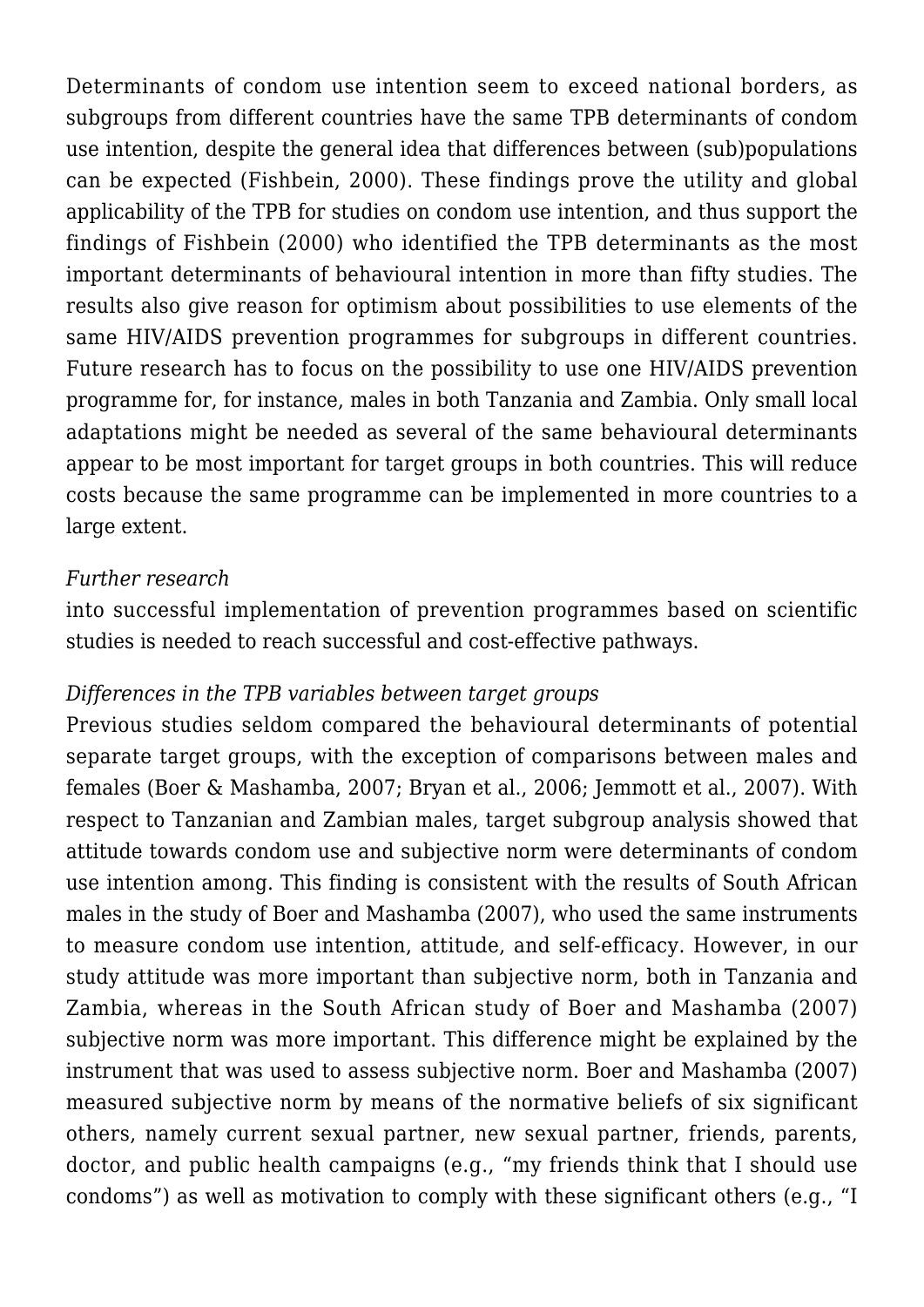Determinants of condom use intention seem to exceed national borders, as subgroups from different countries have the same TPB determinants of condom use intention, despite the general idea that differences between (sub)populations can be expected (Fishbein, 2000). These findings prove the utility and global applicability of the TPB for studies on condom use intention, and thus support the findings of Fishbein (2000) who identified the TPB determinants as the most important determinants of behavioural intention in more than fifty studies. The results also give reason for optimism about possibilities to use elements of the same HIV/AIDS prevention programmes for subgroups in different countries. Future research has to focus on the possibility to use one HIV/AIDS prevention programme for, for instance, males in both Tanzania and Zambia. Only small local adaptations might be needed as several of the same behavioural determinants appear to be most important for target groups in both countries. This will reduce costs because the same programme can be implemented in more countries to a large extent.

*Further research*

into successful implementation of prevention programmes based on scientific studies is needed to reach successful and cost-effective pathways.

*Differences in the TPB variables between target groups*

Previous studies seldom compared the behavioural determinants of potential separate target groups, with the exception of comparisons between males and females (Boer & Mashamba, 2007; Bryan et al., 2006; Jemmott et al., 2007). With respect to Tanzanian and Zambian males, target subgroup analysis showed that attitude towards condom use and subjective norm were determinants of condom use intention among. This finding is consistent with the results of South African males in the study of Boer and Mashamba (2007), who used the same instruments to measure condom use intention, attitude, and self-efficacy. However, in our study attitude was more important than subjective norm, both in Tanzania and Zambia, whereas in the South African study of Boer and Mashamba (2007) subjective norm was more important. This difference might be explained by the instrument that was used to assess subjective norm. Boer and Mashamba (2007) measured subjective norm by means of the normative beliefs of six significant others, namely current sexual partner, new sexual partner, friends, parents, doctor, and public health campaigns (e.g., "my friends think that I should use condoms") as well as motivation to comply with these significant others (e.g., "I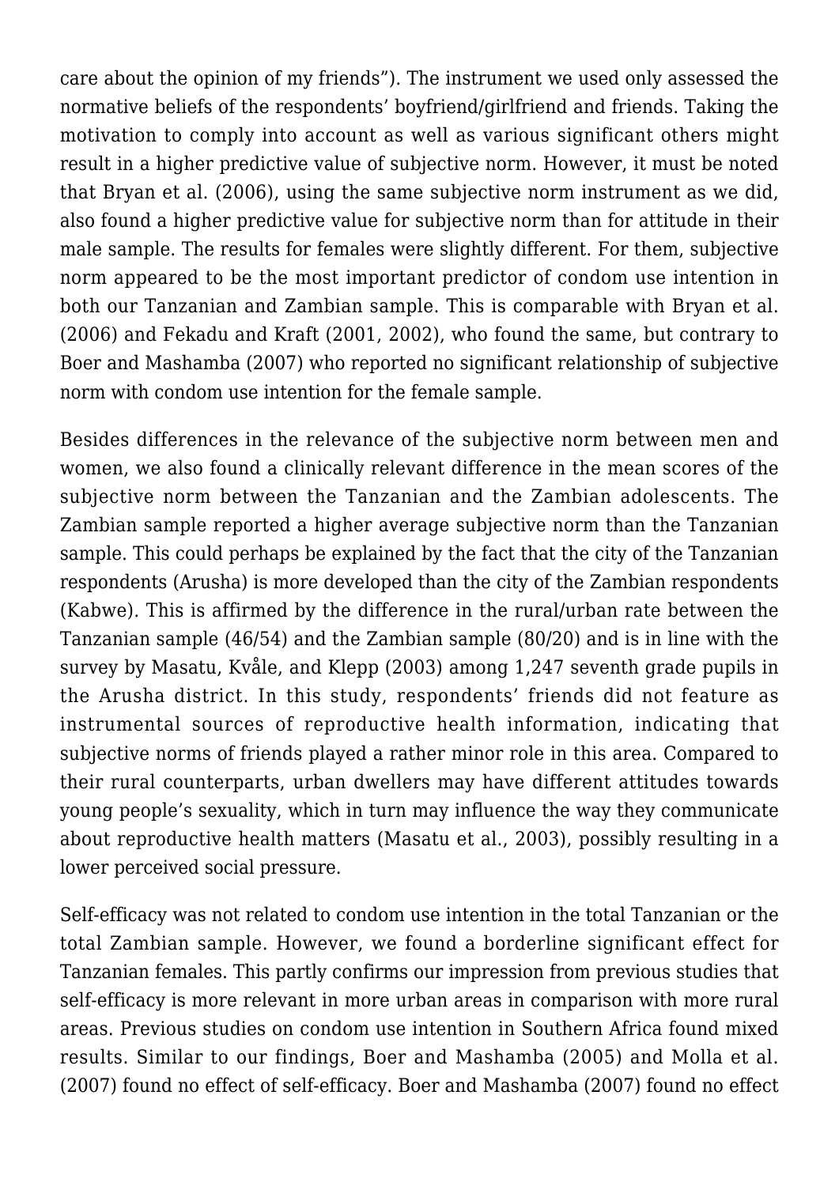care about the opinion of my friends"). The instrument we used only assessed the normative beliefs of the respondents' boyfriend/girlfriend and friends. Taking the motivation to comply into account as well as various significant others might result in a higher predictive value of subjective norm. However, it must be noted that Bryan et al. (2006), using the same subjective norm instrument as we did, also found a higher predictive value for subjective norm than for attitude in their male sample. The results for females were slightly different. For them, subjective norm appeared to be the most important predictor of condom use intention in both our Tanzanian and Zambian sample. This is comparable with Bryan et al. (2006) and Fekadu and Kraft (2001, 2002), who found the same, but contrary to Boer and Mashamba (2007) who reported no significant relationship of subjective norm with condom use intention for the female sample.

Besides differences in the relevance of the subjective norm between men and women, we also found a clinically relevant difference in the mean scores of the subjective norm between the Tanzanian and the Zambian adolescents. The Zambian sample reported a higher average subjective norm than the Tanzanian sample. This could perhaps be explained by the fact that the city of the Tanzanian respondents (Arusha) is more developed than the city of the Zambian respondents (Kabwe). This is affirmed by the difference in the rural/urban rate between the Tanzanian sample (46/54) and the Zambian sample (80/20) and is in line with the survey by Masatu, Kvåle, and Klepp (2003) among 1,247 seventh grade pupils in the Arusha district. In this study, respondents' friends did not feature as instrumental sources of reproductive health information, indicating that subjective norms of friends played a rather minor role in this area. Compared to their rural counterparts, urban dwellers may have different attitudes towards young people's sexuality, which in turn may influence the way they communicate about reproductive health matters (Masatu et al., 2003), possibly resulting in a lower perceived social pressure.

Self-efficacy was not related to condom use intention in the total Tanzanian or the total Zambian sample. However, we found a borderline significant effect for Tanzanian females. This partly confirms our impression from previous studies that self-efficacy is more relevant in more urban areas in comparison with more rural areas. Previous studies on condom use intention in Southern Africa found mixed results. Similar to our findings, Boer and Mashamba (2005) and Molla et al. (2007) found no effect of self-efficacy. Boer and Mashamba (2007) found no effect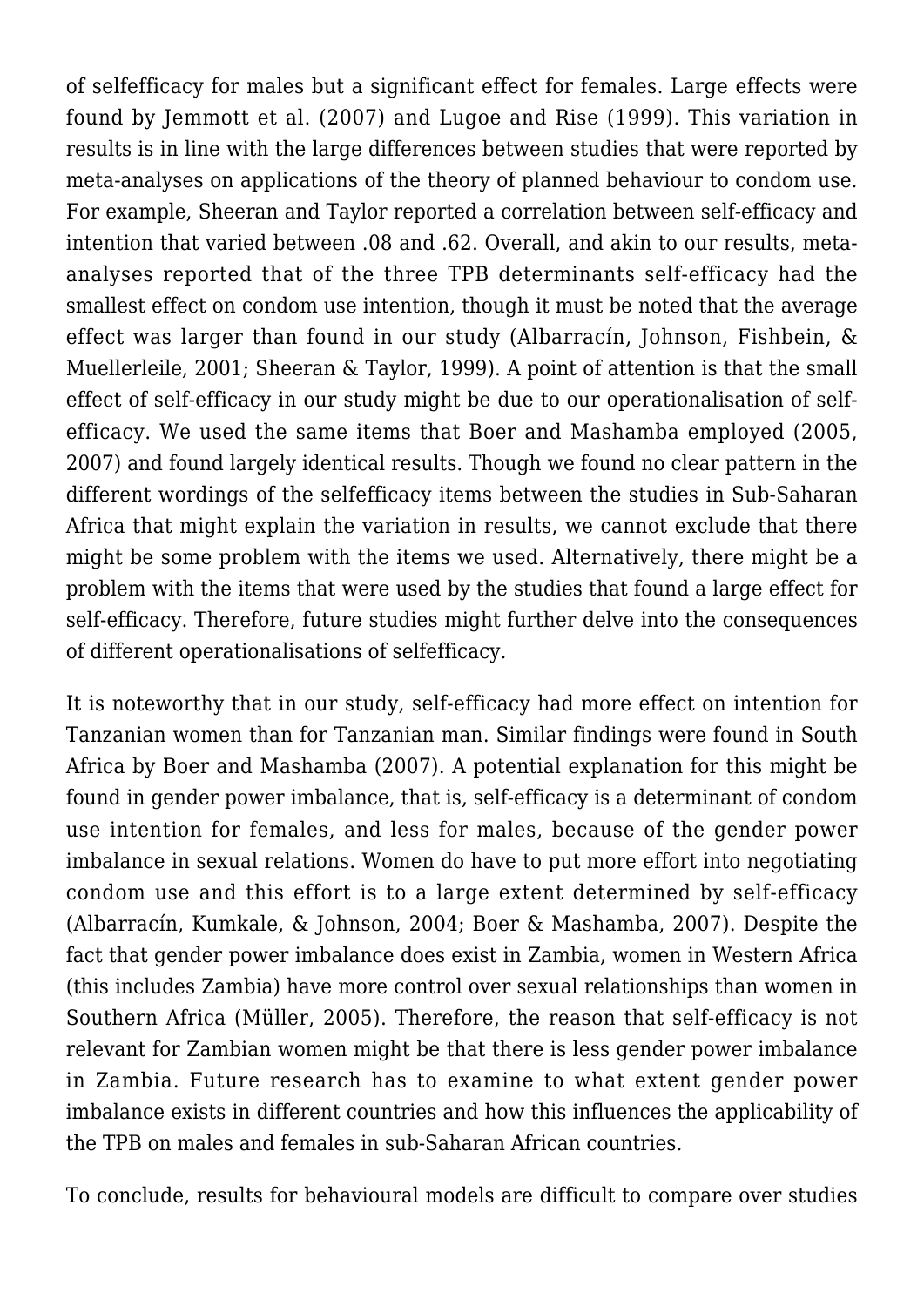of selfefficacy for males but a significant effect for females. Large effects were found by Jemmott et al. (2007) and Lugoe and Rise (1999). This variation in results is in line with the large differences between studies that were reported by meta-analyses on applications of the theory of planned behaviour to condom use. For example, Sheeran and Taylor reported a correlation between self-efficacy and intention that varied between .08 and .62. Overall, and akin to our results, meta-analyses reported that of the three TPB determinants self-efficacy had the smallest effect on condom use intention, though it must be noted that the average effect was larger than found in our study (Albarracín, Johnson, Fishbein, & Muellerleile, 2001; Sheeran & Taylor, 1999). A point of attention is that the small effect of self-efficacy in our study might be due to our operationalisation of self-efficacy. We used the same items that Boer and Mashamba employed (2005, 2007) and found largely identical results. Though we found no clear pattern in the different wordings of the selfefficacy items between the studies in Sub-Saharan Africa that might explain the variation in results, we cannot exclude that there might be some problem with the items we used. Alternatively, there might be a problem with the items that were used by the studies that found a large effect for self-efficacy. Therefore, future studies might further delve into the consequences of different operationalisations of selfefficacy.

It is noteworthy that in our study, self-efficacy had more effect on intention for Tanzanian women than for Tanzanian man. Similar findings were found in South Africa by Boer and Mashamba (2007). A potential explanation for this might be found in gender power imbalance, that is, self-efficacy is a determinant of condom use intention for females, and less for males, because of the gender power imbalance in sexual relations. Women do have to put more effort into negotiating condom use and this effort is to a large extent determined by self-efficacy (Albarracín, Kumkale, & Johnson, 2004; Boer & Mashamba, 2007). Despite the fact that gender power imbalance does exist in Zambia, women in Western Africa (this includes Zambia) have more control over sexual relationships than women in Southern Africa (Müller, 2005). Therefore, the reason that self-efficacy is not relevant for Zambian women might be that there is less gender power imbalance in Zambia. Future research has to examine to what extent gender power imbalance exists in different countries and how this influences the applicability of the TPB on males and females in sub-Saharan African countries.

To conclude, results for behavioural models are difficult to compare over studies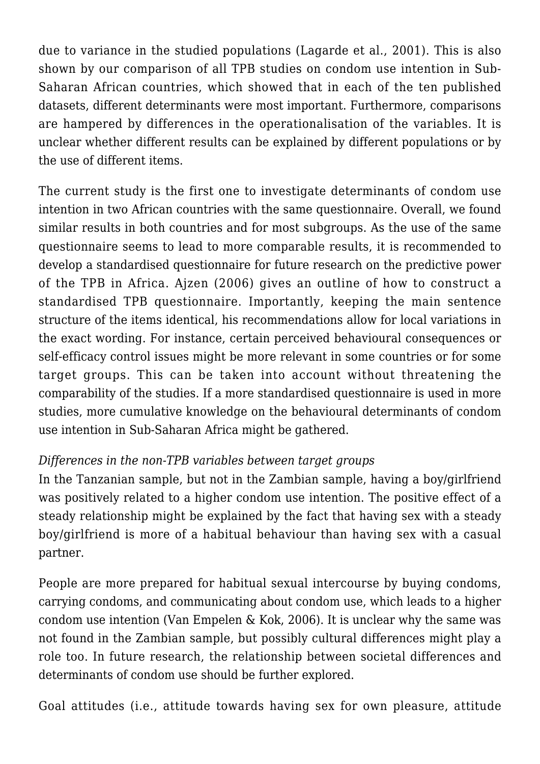due to variance in the studied populations (Lagarde et al., 2001). This is also shown by our comparison of all TPB studies on condom use intention in Sub-Saharan African countries, which showed that in each of the ten published datasets, different determinants were most important. Furthermore, comparisons are hampered by differences in the operationalisation of the variables. It is unclear whether different results can be explained by different populations or by the use of different items.

The current study is the first one to investigate determinants of condom use intention in two African countries with the same questionnaire. Overall, we found similar results in both countries and for most subgroups. As the use of the same questionnaire seems to lead to more comparable results, it is recommended to develop a standardised questionnaire for future research on the predictive power of the TPB in Africa. Ajzen (2006) gives an outline of how to construct a standardised TPB questionnaire. Importantly, keeping the main sentence structure of the items identical, his recommendations allow for local variations in the exact wording. For instance, certain perceived behavioural consequences or self-efficacy control issues might be more relevant in some countries or for some target groups. This can be taken into account without threatening the comparability of the studies. If a more standardised questionnaire is used in more studies, more cumulative knowledge on the behavioural determinants of condom use intention in Sub-Saharan Africa might be gathered.

*Differences in the non-TPB variables between target groups*

In the Tanzanian sample, but not in the Zambian sample, having a boy/girlfriend was positively related to a higher condom use intention. The positive effect of a steady relationship might be explained by the fact that having sex with a steady boy/girlfriend is more of a habitual behaviour than having sex with a casual partner.

People are more prepared for habitual sexual intercourse by buying condoms, carrying condoms, and communicating about condom use, which leads to a higher condom use intention (Van Empelen & Kok, 2006). It is unclear why the same was not found in the Zambian sample, but possibly cultural differences might play a role too. In future research, the relationship between societal differences and determinants of condom use should be further explored.

Goal attitudes (i.e., attitude towards having sex for own pleasure, attitude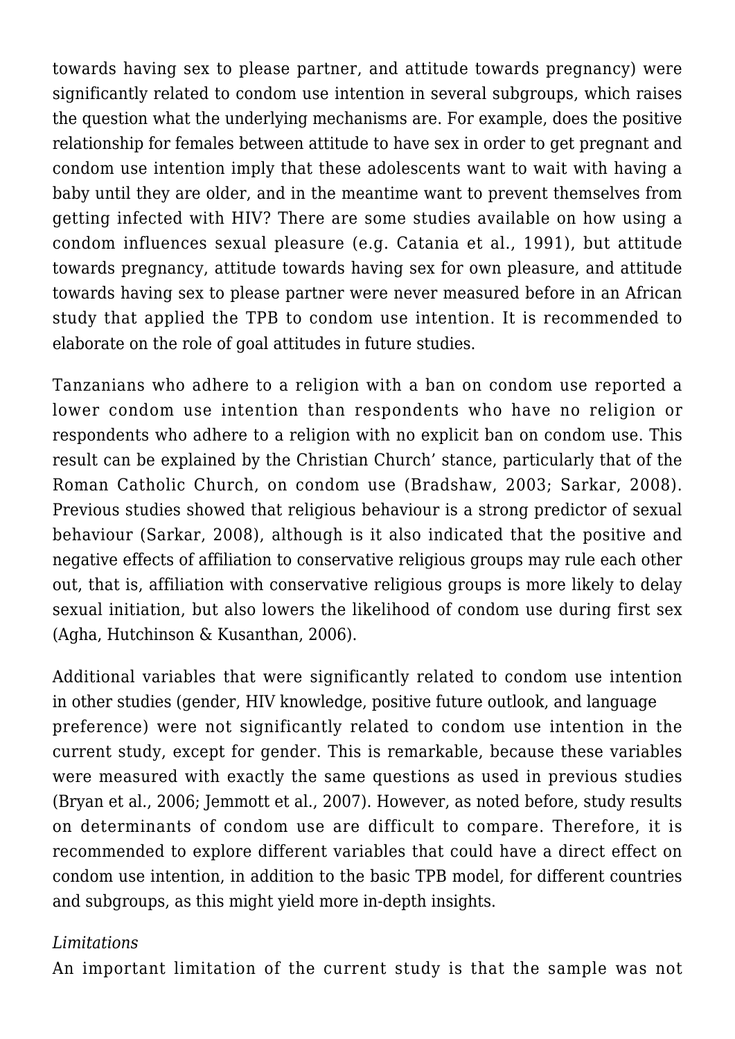towards having sex to please partner, and attitude towards pregnancy) were significantly related to condom use intention in several subgroups, which raises the question what the underlying mechanisms are. For example, does the positive relationship for females between attitude to have sex in order to get pregnant and condom use intention imply that these adolescents want to wait with having a baby until they are older, and in the meantime want to prevent themselves from getting infected with HIV? There are some studies available on how using a condom influences sexual pleasure (e.g. Catania et al., 1991), but attitude towards pregnancy, attitude towards having sex for own pleasure, and attitude towards having sex to please partner were never measured before in an African study that applied the TPB to condom use intention. It is recommended to elaborate on the role of goal attitudes in future studies.

Tanzanians who adhere to a religion with a ban on condom use reported a lower condom use intention than respondents who have no religion or respondents who adhere to a religion with no explicit ban on condom use. This result can be explained by the Christian Church' stance, particularly that of the Roman Catholic Church, on condom use (Bradshaw, 2003; Sarkar, 2008). Previous studies showed that religious behaviour is a strong predictor of sexual behaviour (Sarkar, 2008), although is it also indicated that the positive and negative effects of affiliation to conservative religious groups may rule each other out, that is, affiliation with conservative religious groups is more likely to delay sexual initiation, but also lowers the likelihood of condom use during first sex (Agha, Hutchinson & Kusanthan, 2006).

Additional variables that were significantly related to condom use intention in other studies (gender, HIV knowledge, positive future outlook, and language preference) were not significantly related to condom use intention in the current study, except for gender. This is remarkable, because these variables were measured with exactly the same questions as used in previous studies (Bryan et al., 2006; Jemmott et al., 2007). However, as noted before, study results on determinants of condom use are difficult to compare. Therefore, it is recommended to explore different variables that could have a direct effect on condom use intention, in addition to the basic TPB model, for different countries and subgroups, as this might yield more in-depth insights.

*Limitations*

An important limitation of the current study is that the sample was not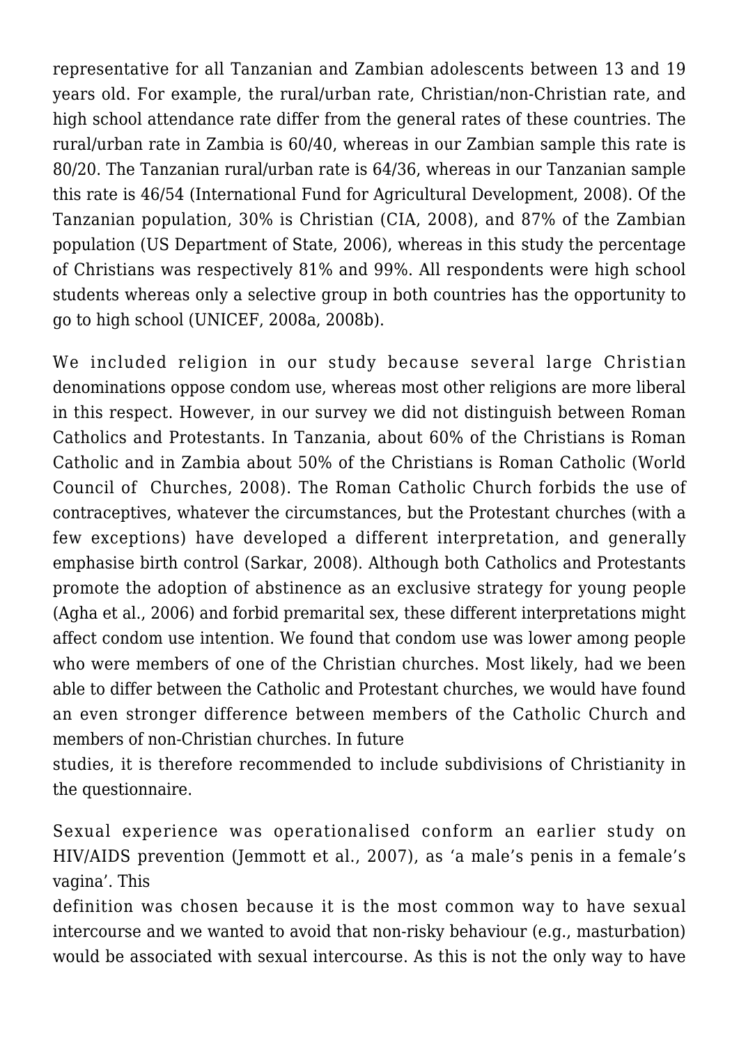representative for all Tanzanian and Zambian adolescents between 13 and 19 years old. For example, the rural/urban rate, Christian/non-Christian rate, and high school attendance rate differ from the general rates of these countries. The rural/urban rate in Zambia is 60/40, whereas in our Zambian sample this rate is 80/20. The Tanzanian rural/urban rate is 64/36, whereas in our Tanzanian sample this rate is 46/54 (International Fund for Agricultural Development, 2008). Of the Tanzanian population, 30% is Christian (CIA, 2008), and 87% of the Zambian population (US Department of State, 2006), whereas in this study the percentage of Christians was respectively 81% and 99%. All respondents were high school students whereas only a selective group in both countries has the opportunity to go to high school (UNICEF, 2008a, 2008b).

We included religion in our study because several large Christian denominations oppose condom use, whereas most other religions are more liberal in this respect. However, in our survey we did not distinguish between Roman Catholics and Protestants. In Tanzania, about 60% of the Christians is Roman Catholic and in Zambia about 50% of the Christians is Roman Catholic (World Council of Churches, 2008). The Roman Catholic Church forbids the use of contraceptives, whatever the circumstances, but the Protestant churches (with a few exceptions) have developed a different interpretation, and generally emphasise birth control (Sarkar, 2008). Although both Catholics and Protestants promote the adoption of abstinence as an exclusive strategy for young people (Agha et al., 2006) and forbid premarital sex, these different interpretations might affect condom use intention. We found that condom use was lower among people who were members of one of the Christian churches. Most likely, had we been able to differ between the Catholic and Protestant churches, we would have found an even stronger difference between members of the Catholic Church and members of non-Christian churches. In future studies, it is therefore recommended to include subdivisions of Christianity in the questionnaire.

Sexual experience was operationalised conform an earlier study on HIV/AIDS prevention (Jemmott et al., 2007), as 'a male's penis in a female's vagina'. This definition was chosen because it is the most common way to have sexual intercourse and we wanted to avoid that non-risky behaviour (e.g., masturbation) would be associated with sexual intercourse. As this is not the only way to have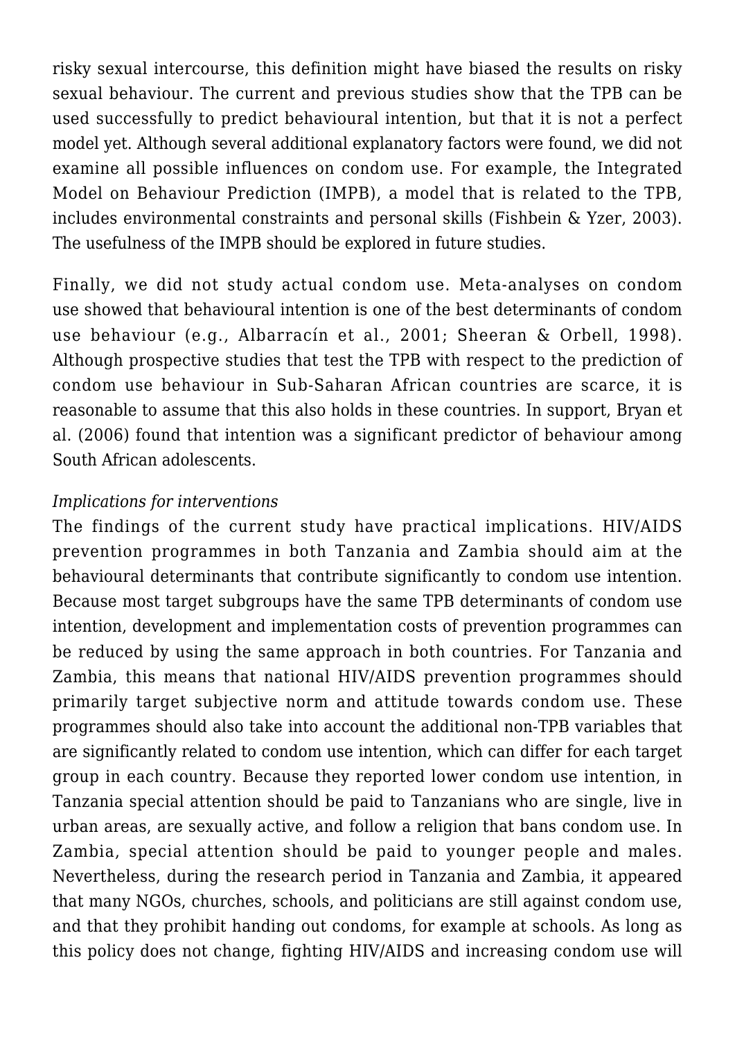risky sexual intercourse, this definition might have biased the results on risky sexual behaviour. The current and previous studies show that the TPB can be used successfully to predict behavioural intention, but that it is not a perfect model yet. Although several additional explanatory factors were found, we did not examine all possible influences on condom use. For example, the Integrated Model on Behaviour Prediction (IMPB), a model that is related to the TPB, includes environmental constraints and personal skills (Fishbein & Yzer, 2003). The usefulness of the IMPB should be explored in future studies.

Finally, we did not study actual condom use. Meta-analyses on condom use showed that behavioural intention is one of the best determinants of condom use behaviour (e.g., Albarracín et al., 2001; Sheeran & Orbell, 1998). Although prospective studies that test the TPB with respect to the prediction of condom use behaviour in Sub-Saharan African countries are scarce, it is reasonable to assume that this also holds in these countries. In support, Bryan et al. (2006) found that intention was a significant predictor of behaviour among South African adolescents.

*Implications for interventions*

The findings of the current study have practical implications. HIV/AIDS prevention programmes in both Tanzania and Zambia should aim at the behavioural determinants that contribute significantly to condom use intention. Because most target subgroups have the same TPB determinants of condom use intention, development and implementation costs of prevention programmes can be reduced by using the same approach in both countries. For Tanzania and Zambia, this means that national HIV/AIDS prevention programmes should primarily target subjective norm and attitude towards condom use. These programmes should also take into account the additional non-TPB variables that are significantly related to condom use intention, which can differ for each target group in each country. Because they reported lower condom use intention, in Tanzania special attention should be paid to Tanzanians who are single, live in urban areas, are sexually active, and follow a religion that bans condom use. In Zambia, special attention should be paid to younger people and males. Nevertheless, during the research period in Tanzania and Zambia, it appeared that many NGOs, churches, schools, and politicians are still against condom use, and that they prohibit handing out condoms, for example at schools. As long as this policy does not change, fighting HIV/AIDS and increasing condom use will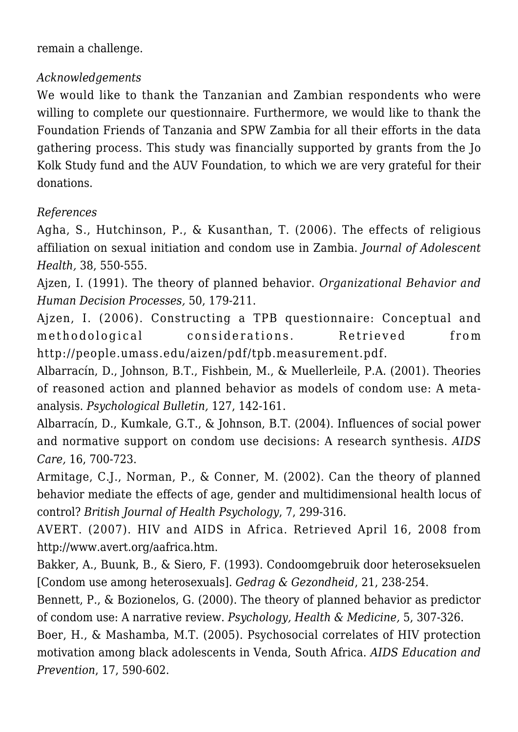remain a challenge.

*Acknowledgements*

We would like to thank the Tanzanian and Zambian respondents who were willing to complete our questionnaire. Furthermore, we would like to thank the Foundation Friends of Tanzania and SPW Zambia for all their efforts in the data gathering process. This study was financially supported by grants from the Jo Kolk Study fund and the AUV Foundation, to which we are very grateful for their donations.

*References*

Agha, S., Hutchinson, P., & Kusanthan, T. (2006). The effects of religious affiliation on sexual initiation and condom use in Zambia. *Journal of Adolescent Health,* 38, 550-555.

Ajzen, I. (1991). The theory of planned behavior. *Organizational Behavior and Human Decision Processes,* 50, 179-211.

Ajzen, I. (2006). Constructing a TPB questionnaire: Conceptual and methodological considerations. Retrieved from http://people.umass.edu/aizen/pdf/tpb.measurement.pdf.

Albarracín, D., Johnson, B.T., Fishbein, M., & Muellerleile, P.A. (2001). Theories of reasoned action and planned behavior as models of condom use: A meta-analysis. *Psychological Bulletin,* 127, 142-161.

Albarracín, D., Kumkale, G.T., & Johnson, B.T. (2004). Influences of social power and normative support on condom use decisions: A research synthesis. *AIDS Care,* 16, 700-723.

Armitage, C.J., Norman, P., & Conner, M. (2002). Can the theory of planned behavior mediate the effects of age, gender and multidimensional health locus of control? *British Journal of Health Psychology*, 7, 299-316.

AVERT. (2007). HIV and AIDS in Africa. Retrieved April 16, 2008 from http://www.avert.org/aafrica.htm.

Bakker, A., Buunk, B., & Siero, F. (1993). Condoomgebruik door heteroseksuelen [Condom use among heterosexuals]. *Gedrag & Gezondheid*, 21, 238-254.

Bennett, P., & Bozionelos, G. (2000). The theory of planned behavior as predictor of condom use: A narrative review. *Psychology, Health & Medicine,* 5, 307-326.

Boer, H., & Mashamba, M.T. (2005). Psychosocial correlates of HIV protection motivation among black adolescents in Venda, South Africa. *AIDS Education and Prevention*, 17, 590-602.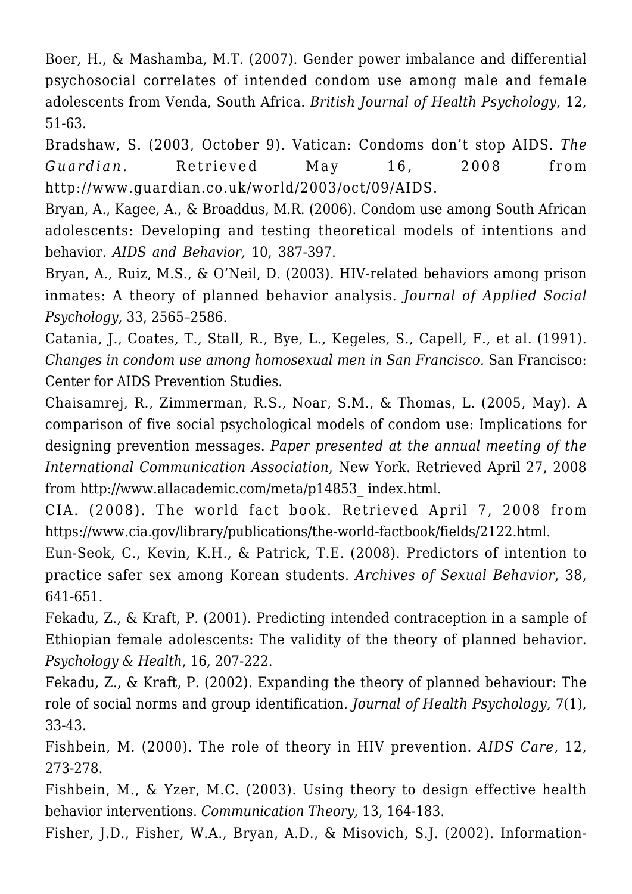Boer, H., & Mashamba, M.T. (2007). Gender power imbalance and differential psychosocial correlates of intended condom use among male and female adolescents from Venda, South Africa. *British Journal of Health Psychology,* 12, 51-63.

Bradshaw, S. (2003, October 9). Vatican: Condoms don't stop AIDS. *The Guardian.* Retrieved May 16, 2008 from http://www.guardian.co.uk/world/2003/oct/09/AIDS.

Bryan, A., Kagee, A., & Broaddus, M.R. (2006). Condom use among South African adolescents: Developing and testing theoretical models of intentions and behavior. *AIDS and Behavior,* 10, 387-397.

Bryan, A., Ruiz, M.S., & O'Neil, D. (2003). HIV-related behaviors among prison inmates: A theory of planned behavior analysis. *Journal of Applied Social Psychology*, 33, 2565–2586.

Catania, J., Coates, T., Stall, R., Bye, L., Kegeles, S., Capell, F., et al. (1991). *Changes in condom use among homosexual men in San Francisco.* San Francisco: Center for AIDS Prevention Studies.

Chaisamrej, R., Zimmerman, R.S., Noar, S.M., & Thomas, L. (2005, May). A comparison of five social psychological models of condom use: Implications for designing prevention messages. *Paper presented at the annual meeting of the International Communication Association*, New York. Retrieved April 27, 2008 from http://www.allacademic.com/meta/p14853_ index.html.

CIA. (2008). The world fact book. Retrieved April 7, 2008 from https://www.cia.gov/library/publications/the-world-factbook/fields/2122.html.

Eun-Seok, C., Kevin, K.H., & Patrick, T.E. (2008). Predictors of intention to practice safer sex among Korean students. *Archives of Sexual Behavior*, 38, 641-651.

Fekadu, Z., & Kraft, P. (2001). Predicting intended contraception in a sample of Ethiopian female adolescents: The validity of the theory of planned behavior. *Psychology & Health*, 16, 207-222.

Fekadu, Z., & Kraft, P. (2002). Expanding the theory of planned behaviour: The role of social norms and group identification. *Journal of Health Psychology,* 7(1), 33-43.

Fishbein, M. (2000). The role of theory in HIV prevention. *AIDS Care,* 12, 273-278.

Fishbein, M., & Yzer, M.C. (2003). Using theory to design effective health behavior interventions. *Communication Theory,* 13, 164-183.

Fisher, J.D., Fisher, W.A., Bryan, A.D., & Misovich, S.J. (2002). Information-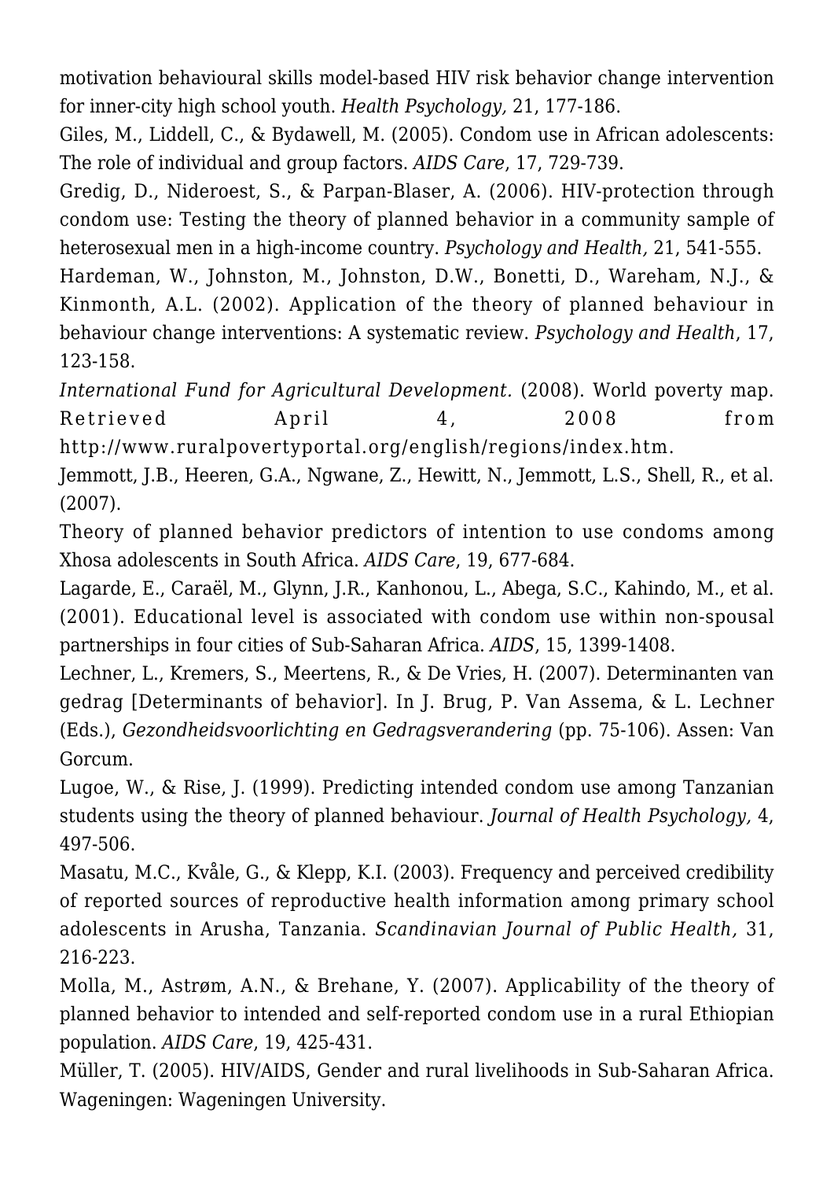motivation behavioural skills model-based HIV risk behavior change intervention for inner-city high school youth. *Health Psychology,* 21, 177-186.

Giles, M., Liddell, C., & Bydawell, M. (2005). Condom use in African adolescents: The role of individual and group factors. *AIDS Care*, 17, 729-739.

Gredig, D., Nideroest, S., & Parpan-Blaser, A. (2006). HIV-protection through condom use: Testing the theory of planned behavior in a community sample of heterosexual men in a high-income country. *Psychology and Health,* 21, 541-555.

Hardeman, W., Johnston, M., Johnston, D.W., Bonetti, D., Wareham, N.J., & Kinmonth, A.L. (2002). Application of the theory of planned behaviour in behaviour change interventions: A systematic review. *Psychology and Health*, 17, 123-158.

*International Fund for Agricultural Development.* (2008). World poverty map. Retrieved April 4, 2008 from http://www.ruralpovertyportal.org/english/regions/index.htm.

Jemmott, J.B., Heeren, G.A., Ngwane, Z., Hewitt, N., Jemmott, L.S., Shell, R., et al. (2007).

Theory of planned behavior predictors of intention to use condoms among Xhosa adolescents in South Africa. *AIDS Care*, 19, 677-684.

Lagarde, E., Caraël, M., Glynn, J.R., Kanhonou, L., Abega, S.C., Kahindo, M., et al. (2001). Educational level is associated with condom use within non-spousal partnerships in four cities of Sub-Saharan Africa. *AIDS*, 15, 1399-1408.

Lechner, L., Kremers, S., Meertens, R., & De Vries, H. (2007). Determinanten van gedrag [Determinants of behavior]. In J. Brug, P. Van Assema, & L. Lechner (Eds.), *Gezondheidsvoorlichting en Gedragsverandering* (pp. 75-106). Assen: Van Gorcum.

Lugoe, W., & Rise, J. (1999). Predicting intended condom use among Tanzanian students using the theory of planned behaviour. *Journal of Health Psychology,* 4, 497-506.

Masatu, M.C., Kvåle, G., & Klepp, K.I. (2003). Frequency and perceived credibility of reported sources of reproductive health information among primary school adolescents in Arusha, Tanzania. *Scandinavian Journal of Public Health,* 31, 216-223.

Molla, M., Astrøm, A.N., & Brehane, Y. (2007). Applicability of the theory of planned behavior to intended and self-reported condom use in a rural Ethiopian population. *AIDS Care*, 19, 425-431.

Müller, T. (2005). HIV/AIDS, Gender and rural livelihoods in Sub-Saharan Africa. Wageningen: Wageningen University.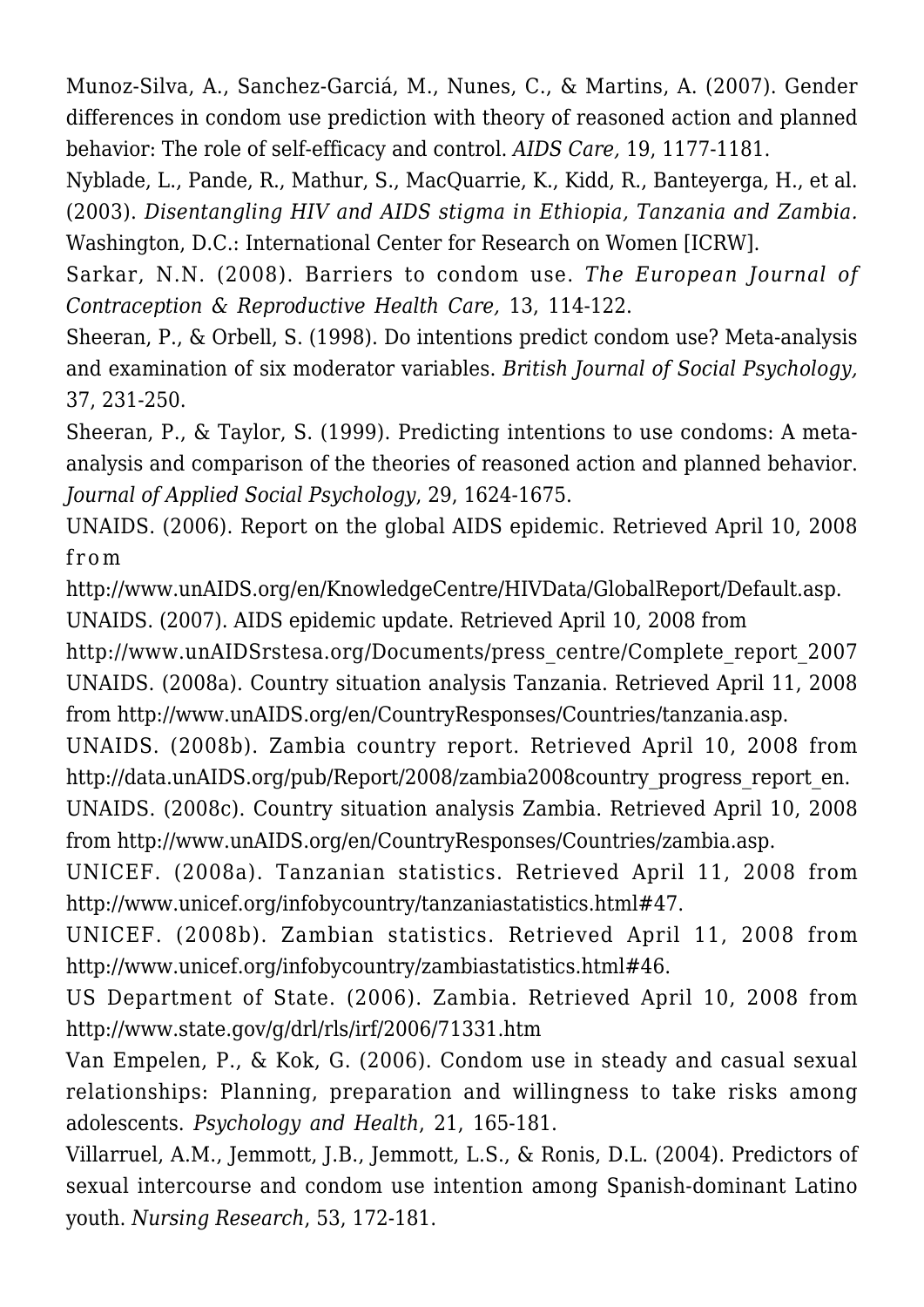Munoz-Silva, A., Sanchez-Garciá, M., Nunes, C., & Martins, A. (2007). Gender differences in condom use prediction with theory of reasoned action and planned behavior: The role of self-efficacy and control. *AIDS Care,* 19, 1177-1181.

Nyblade, L., Pande, R., Mathur, S., MacQuarrie, K., Kidd, R., Banteyerga, H., et al. (2003). *Disentangling HIV and AIDS stigma in Ethiopia, Tanzania and Zambia.* Washington, D.C.: International Center for Research on Women [ICRW].

Sarkar, N.N. (2008). Barriers to condom use. *The European Journal of Contraception & Reproductive Health Care,* 13, 114-122.

Sheeran, P., & Orbell, S. (1998). Do intentions predict condom use? Meta-analysis and examination of six moderator variables. *British Journal of Social Psychology,* 37, 231-250.

Sheeran, P., & Taylor, S. (1999). Predicting intentions to use condoms: A meta-analysis and comparison of the theories of reasoned action and planned behavior. *Journal of Applied Social Psychology*, 29, 1624-1675.

UNAIDS. (2006). Report on the global AIDS epidemic. Retrieved April 10, 2008 from http://www.unAIDS.org/en/KnowledgeCentre/HIVData/GlobalReport/Default.asp.

UNAIDS. (2007). AIDS epidemic update. Retrieved April 10, 2008 from http://www.unAIDSrstesa.org/Documents/press_centre/Complete_report_2007

UNAIDS. (2008a). Country situation analysis Tanzania. Retrieved April 11, 2008 from http://www.unAIDS.org/en/CountryResponses/Countries/tanzania.asp.

UNAIDS. (2008b). Zambia country report. Retrieved April 10, 2008 from http://data.unAIDS.org/pub/Report/2008/zambia2008country_progress_report_en.

UNAIDS. (2008c). Country situation analysis Zambia. Retrieved April 10, 2008 from http://www.unAIDS.org/en/CountryResponses/Countries/zambia.asp.

UNICEF. (2008a). Tanzanian statistics. Retrieved April 11, 2008 from http://www.unicef.org/infobycountry/tanzaniastatistics.html#47.

UNICEF. (2008b). Zambian statistics. Retrieved April 11, 2008 from http://www.unicef.org/infobycountry/zambiastatistics.html#46.

US Department of State. (2006). Zambia. Retrieved April 10, 2008 from http://www.state.gov/g/drl/rls/irf/2006/71331.htm

Van Empelen, P., & Kok, G. (2006). Condom use in steady and casual sexual relationships: Planning, preparation and willingness to take risks among adolescents. *Psychology and Health*, 21, 165-181.

Villarruel, A.M., Jemmott, J.B., Jemmott, L.S., & Ronis, D.L. (2004). Predictors of sexual intercourse and condom use intention among Spanish-dominant Latino youth. *Nursing Research*, 53, 172-181.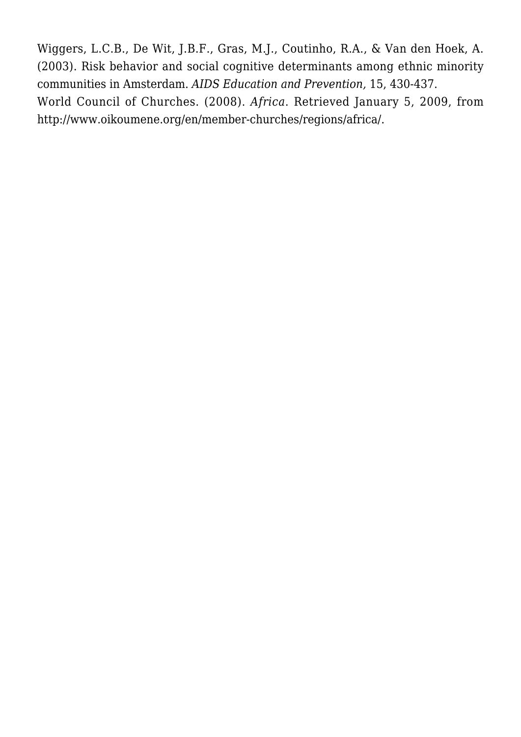Wiggers, L.C.B., De Wit, J.B.F., Gras, M.J., Coutinho, R.A., & Van den Hoek, A. (2003). Risk behavior and social cognitive determinants among ethnic minority communities in Amsterdam. *AIDS Education and Prevention,* 15, 430-437.

World Council of Churches. (2008). *Africa*. Retrieved January 5, 2009, from http://www.oikoumene.org/en/member-churches/regions/africa/.